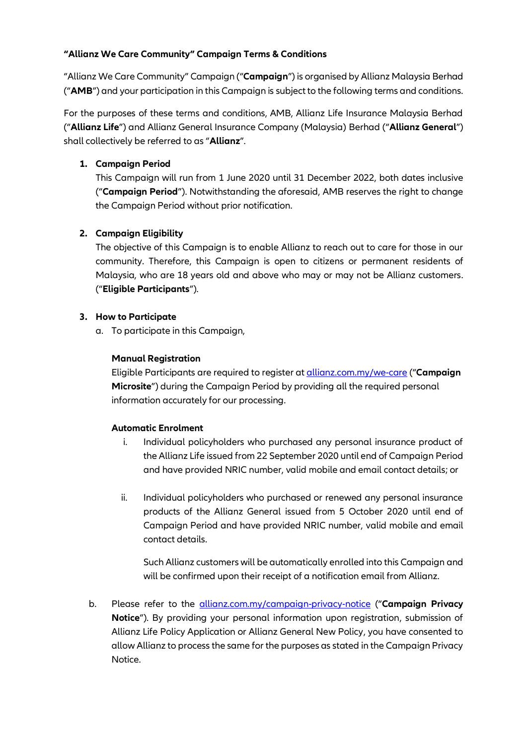**"Allianz We Care Community" Campaign Terms & Conditions**

"Allianz We Care Community" Campaign ("**Campaign**") is organised by Allianz Malaysia Berhad ("**AMB**") and your participation in this Campaign is subject to the following terms and conditions.

For the purposes of these terms and conditions, AMB, Allianz Life Insurance Malaysia Berhad ("**Allianz Life**") and Allianz General Insurance Company (Malaysia) Berhad ("**Allianz General**") shall collectively be referred to as "**Allianz**".

1. **Campaign Period**
   This Campaign will run from 1 June 2020 until 31 December 2022, both dates inclusive ("**Campaign Period**"). Notwithstanding the aforesaid, AMB reserves the right to change the Campaign Period without prior notification.

2. **Campaign Eligibility**
   The objective of this Campaign is to enable Allianz to reach out to care for those in our community. Therefore, this Campaign is open to citizens or permanent residents of Malaysia, who are 18 years old and above who may or may not be Allianz customers. ("**Eligible Participants**").

3. **How to Participate**
   a. To participate in this Campaign,

      **Manual Registration**
      Eligible Participants are required to register at [allianz.com.my/we-care](allianz.com.my/we-care) ("**Campaign Microsite**") during the Campaign Period by providing all the required personal information accurately for our processing.

      **Automatic Enrolment**
      1. Individual policyholders who purchased any personal insurance product of the Allianz Life issued from 22 September 2020 until end of Campaign Period and have provided NRIC number, valid mobile and email contact details; or

      2. Individual policyholders who purchased or renewed any personal insurance products of the Allianz General issued from 5 October 2020 until end of Campaign Period and have provided NRIC number, valid mobile and email contact details.

         Such Allianz customers will be automatically enrolled into this Campaign and will be confirmed upon their receipt of a notification email from Allianz.

   b. Please refer to the [allianz.com.my/campaign-privacy-notice](allianz.com.my/campaign-privacy-notice) ("**Campaign Privacy Notice**"). By providing your personal information upon registration, submission of Allianz Life Policy Application or Allianz General New Policy, you have consented to allow Allianz to process the same for the purposes as stated in the Campaign Privacy Notice.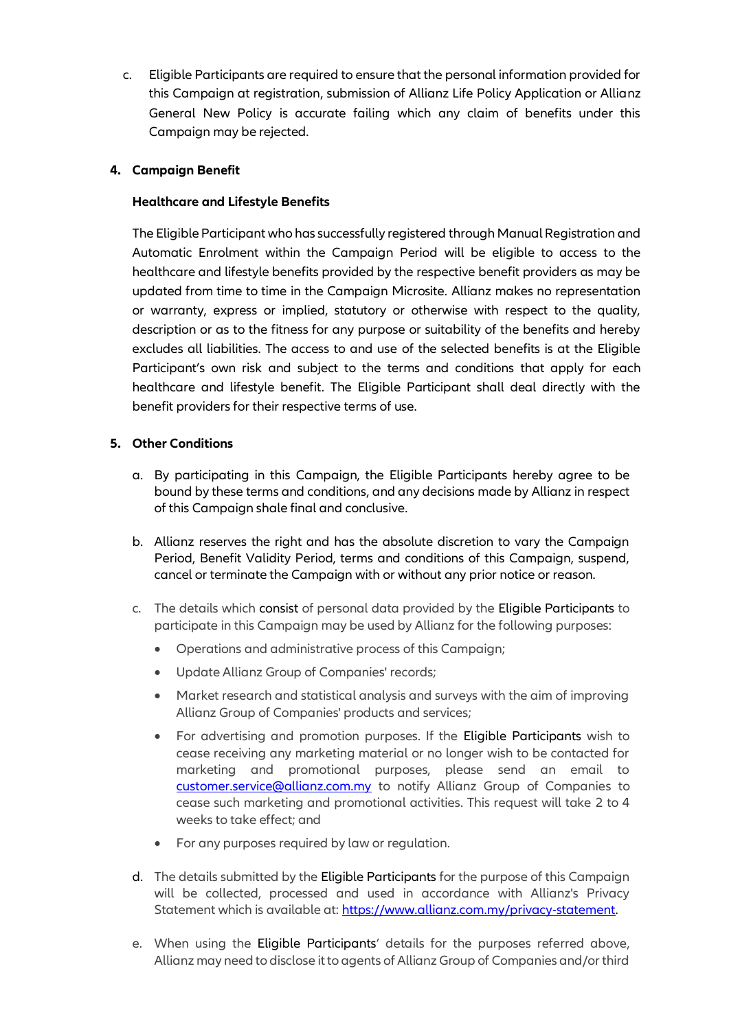c. Eligible Participants are required to ensure that the personal information provided for this Campaign at registration, submission of Allianz Life Policy Application or Allianz General New Policy is accurate failing which any claim of benefits under this Campaign may be rejected.

4. **Campaign Benefit**

**Healthcare and Lifestyle Benefits**

The Eligible Participant who has successfully registered through Manual Registration and Automatic Enrolment within the Campaign Period will be eligible to access to the healthcare and lifestyle benefits provided by the respective benefit providers as may be updated from time to time in the Campaign Microsite. Allianz makes no representation or warranty, express or implied, statutory or otherwise with respect to the quality, description or as to the fitness for any purpose or suitability of the benefits and hereby excludes all liabilities. The access to and use of the selected benefits is at the Eligible Participant's own risk and subject to the terms and conditions that apply for each healthcare and lifestyle benefit. The Eligible Participant shall deal directly with the benefit providers for their respective terms of use.

5. **Other Conditions**

a. By participating in this Campaign, the Eligible Participants hereby agree to be bound by these terms and conditions, and any decisions made by Allianz in respect of this Campaign shale final and conclusive.

b. Allianz reserves the right and has the absolute discretion to vary the Campaign Period, Benefit Validity Period, terms and conditions of this Campaign, suspend, cancel or terminate the Campaign with or without any prior notice or reason.

c. The details which consist of personal data provided by the Eligible Participants to participate in this Campaign may be used by Allianz for the following purposes:

- Operations and administrative process of this Campaign;
- Update Allianz Group of Companies' records;
- Market research and statistical analysis and surveys with the aim of improving Allianz Group of Companies' products and services;
- For advertising and promotion purposes. If the Eligible Participants wish to cease receiving any marketing material or no longer wish to be contacted for marketing and promotional purposes, please send an email to customer.service@allianz.com.my to notify Allianz Group of Companies to cease such marketing and promotional activities. This request will take 2 to 4 weeks to take effect; and
- For any purposes required by law or regulation.

d. The details submitted by the Eligible Participants for the purpose of this Campaign will be collected, processed and used in accordance with Allianz's Privacy Statement which is available at: https://www.allianz.com.my/privacy-statement.

e. When using the Eligible Participants' details for the purposes referred above, Allianz may need to disclose it to agents of Allianz Group of Companies and/or third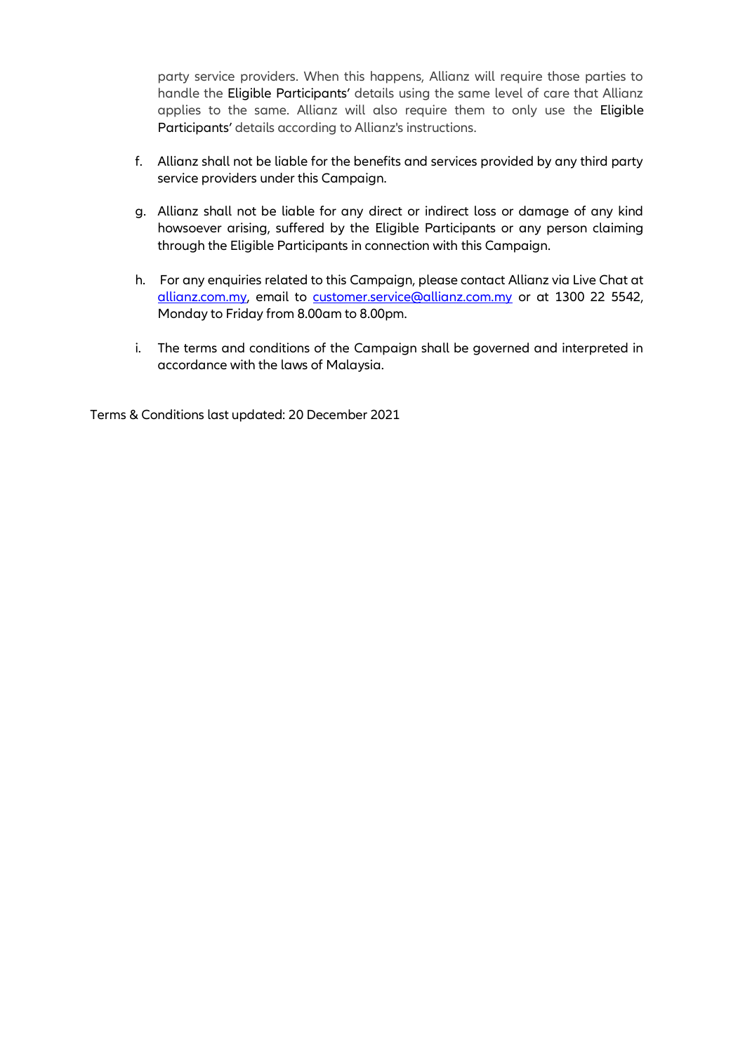party service providers. When this happens, Allianz will require those parties to handle the Eligible Participants' details using the same level of care that Allianz applies to the same. Allianz will also require them to only use the Eligible Participants' details according to Allianz's instructions.

f. Allianz shall not be liable for the benefits and services provided by any third party service providers under this Campaign.

g. Allianz shall not be liable for any direct or indirect loss or damage of any kind howsoever arising, suffered by the Eligible Participants or any person claiming through the Eligible Participants in connection with this Campaign.

h. For any enquiries related to this Campaign, please contact Allianz via Live Chat at allianz.com.my, email to customer.service@allianz.com.my or at 1300 22 5542, Monday to Friday from 8.00am to 8.00pm.

i. The terms and conditions of the Campaign shall be governed and interpreted in accordance with the laws of Malaysia.

Terms & Conditions last updated: 20 December 2021